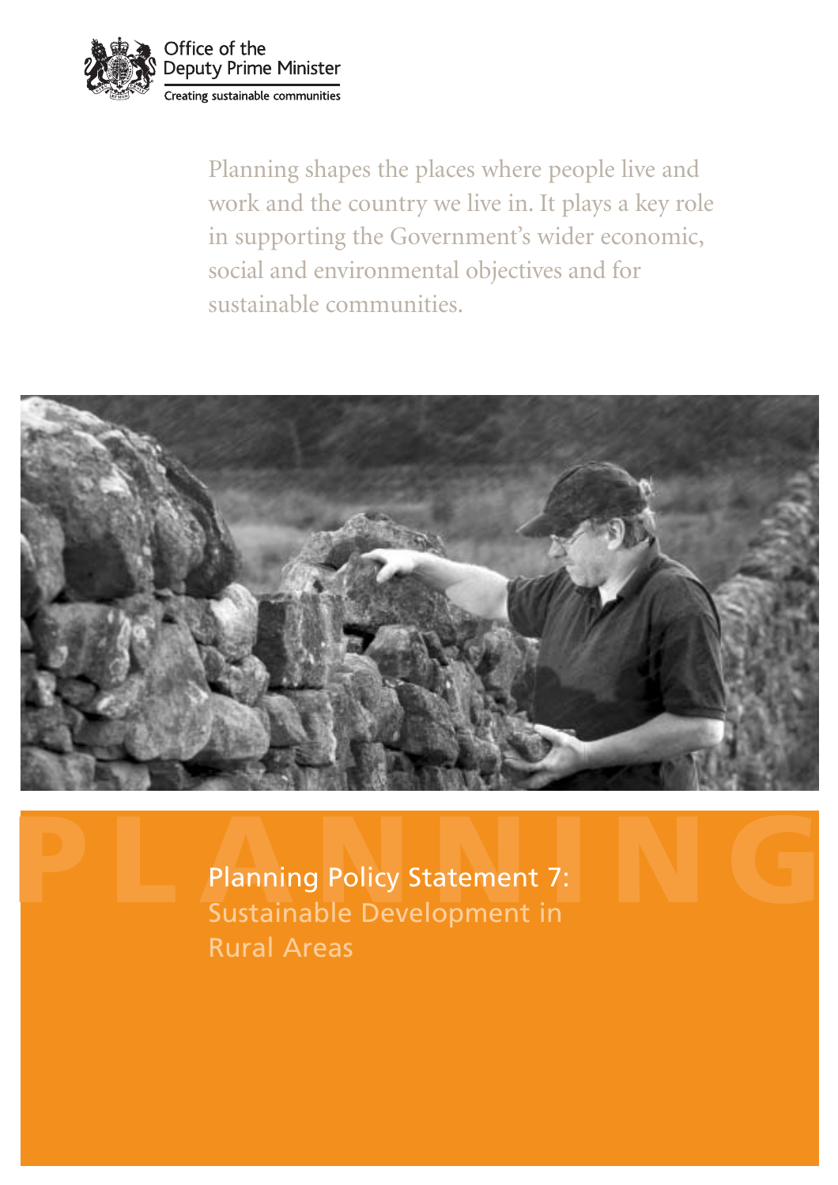Office of the Deputy Prime Minister

Creating sustainable communities

Planning shapes the places where people live and work and the country we live in. It plays a key role in supporting the Government's wider economic, social and environmental objectives and for sustainable communities.

PLANNING

# Planning Policy Statement 7: Sustainable Development in Rural Areas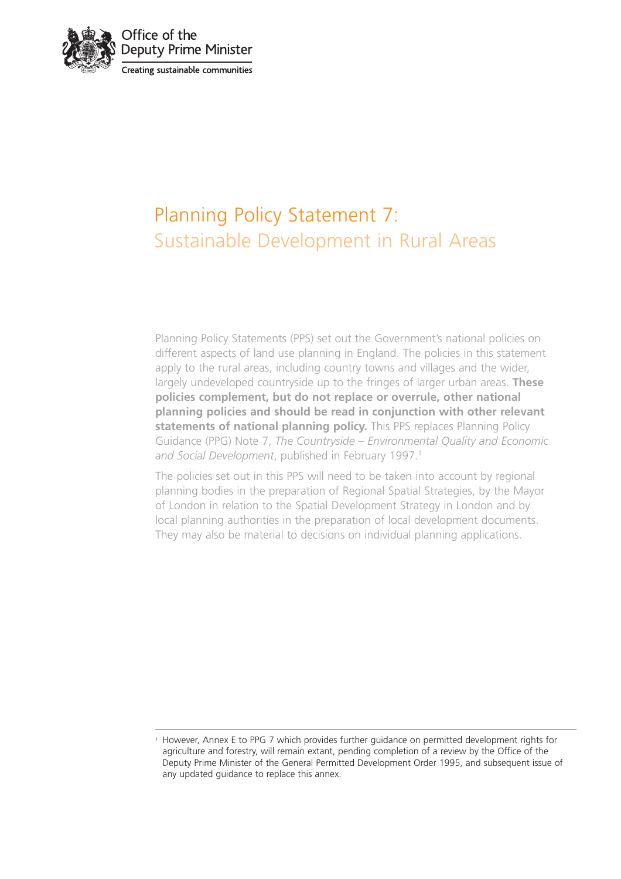Office of the Deputy Prime Minister

Creating sustainable communities

# Planning Policy Statement 7: Sustainable Development in Rural Areas

Planning Policy Statements (PPS) set out the Government's national policies on different aspects of land use planning in England. The policies in this statement apply to the rural areas, including country towns and villages and the wider, largely undeveloped countryside up to the fringes of larger urban areas. **These policies complement, but do not replace or overrule, other national planning policies and should be read in conjunction with other relevant statements of national planning policy.** This PPS replaces Planning Policy Guidance (PPG) Note 7, *The Countryside – Environmental Quality and Economic and Social Development*, published in February 1997.[1]

The policies set out in this PPS will need to be taken into account by regional planning bodies in the preparation of Regional Spatial Strategies, by the Mayor of London in relation to the Spatial Development Strategy in London and by local planning authorities in the preparation of local development documents. They may also be material to decisions on individual planning applications.

---

[1] However, Annex E to PPG 7 which provides further guidance on permitted development rights for agriculture and forestry, will remain extant, pending completion of a review by the Office of the Deputy Prime Minister of the General Permitted Development Order 1995, and subsequent issue of any updated guidance to replace this annex.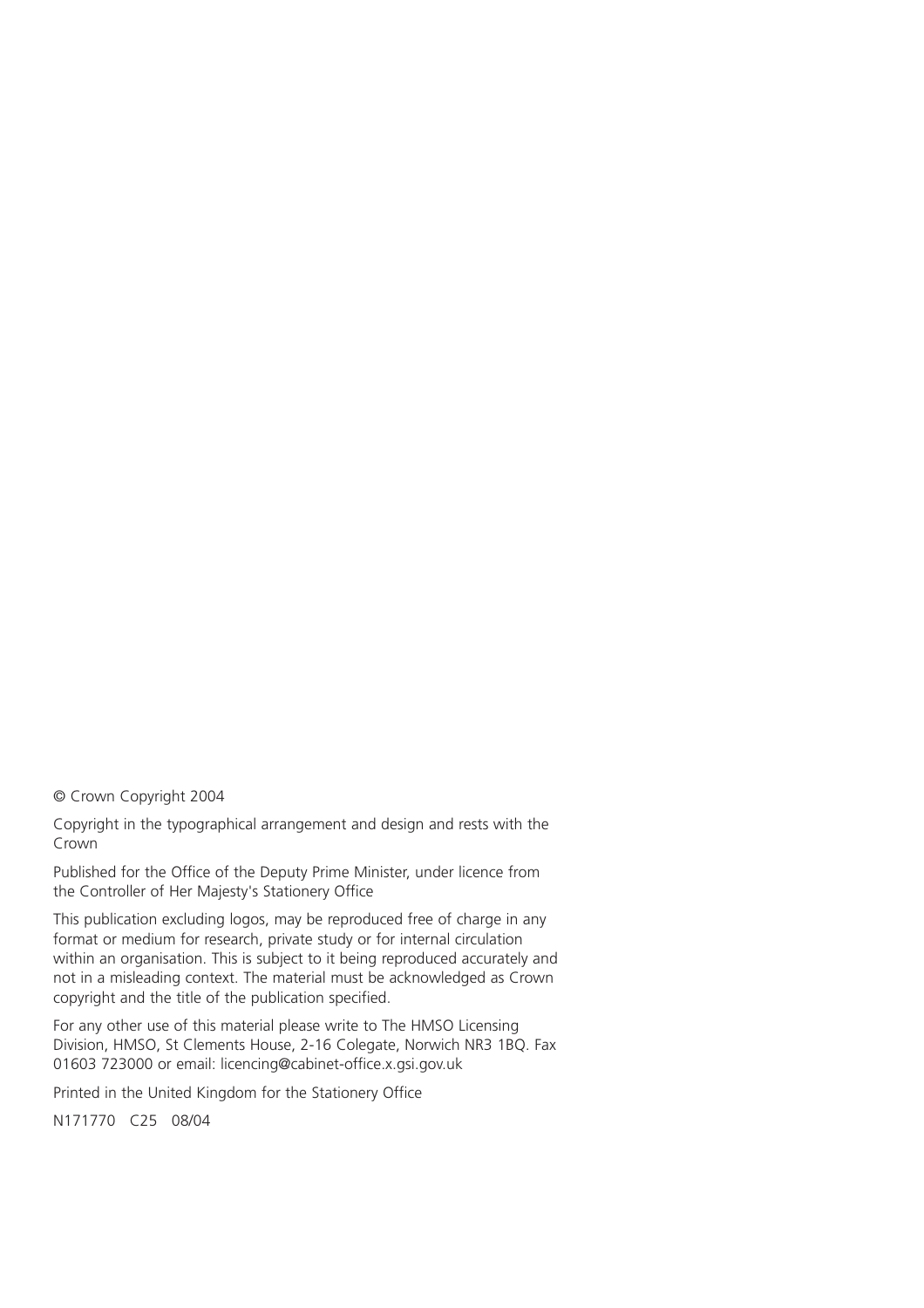© Crown Copyright 2004

Copyright in the typographical arrangement and design and rests with the Crown

Published for the Office of the Deputy Prime Minister, under licence from the Controller of Her Majesty's Stationery Office

This publication excluding logos, may be reproduced free of charge in any format or medium for research, private study or for internal circulation within an organisation. This is subject to it being reproduced accurately and not in a misleading context. The material must be acknowledged as Crown copyright and the title of the publication specified.

For any other use of this material please write to The HMSO Licensing Division, HMSO, St Clements House, 2-16 Colegate, Norwich NR3 1BQ. Fax 01603 723000 or email: licencing@cabinet-office.x.gsi.gov.uk

Printed in the United Kingdom for the Stationery Office

N171770 C25 08/04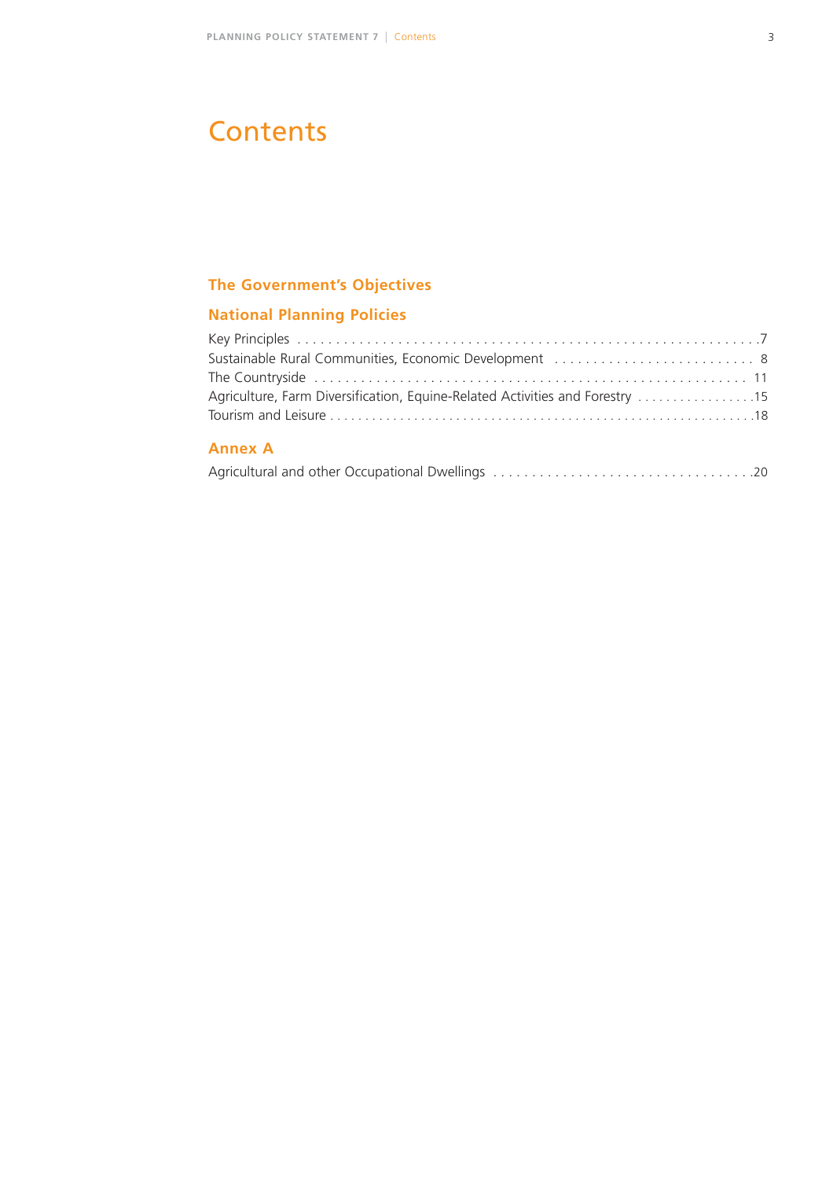# Contents

## The Government's Objectives

## National Planning Policies

Key Principles . . . . . . . . . . . . . . . . . . . . . . . . . . . . . . . . . . . . . . . . . . . . . . . . . . . . . . . . . . . .7
Sustainable Rural Communities, Economic Development . . . . . . . . . . . . . . . . . . . . . . . . . . 8
The Countryside . . . . . . . . . . . . . . . . . . . . . . . . . . . . . . . . . . . . . . . . . . . . . . . . . . . . . . . . . 11
Agriculture, Farm Diversification, Equine-Related Activities and Forestry . . . . . . . . . . . . . . . . .15
Tourism and Leisure . . . . . . . . . . . . . . . . . . . . . . . . . . . . . . . . . . . . . . . . . . . . . . . . . . . . . . . . .18

## Annex A

Agricultural and other Occupational Dwellings . . . . . . . . . . . . . . . . . . . . . . . . . . . . . . . . . .20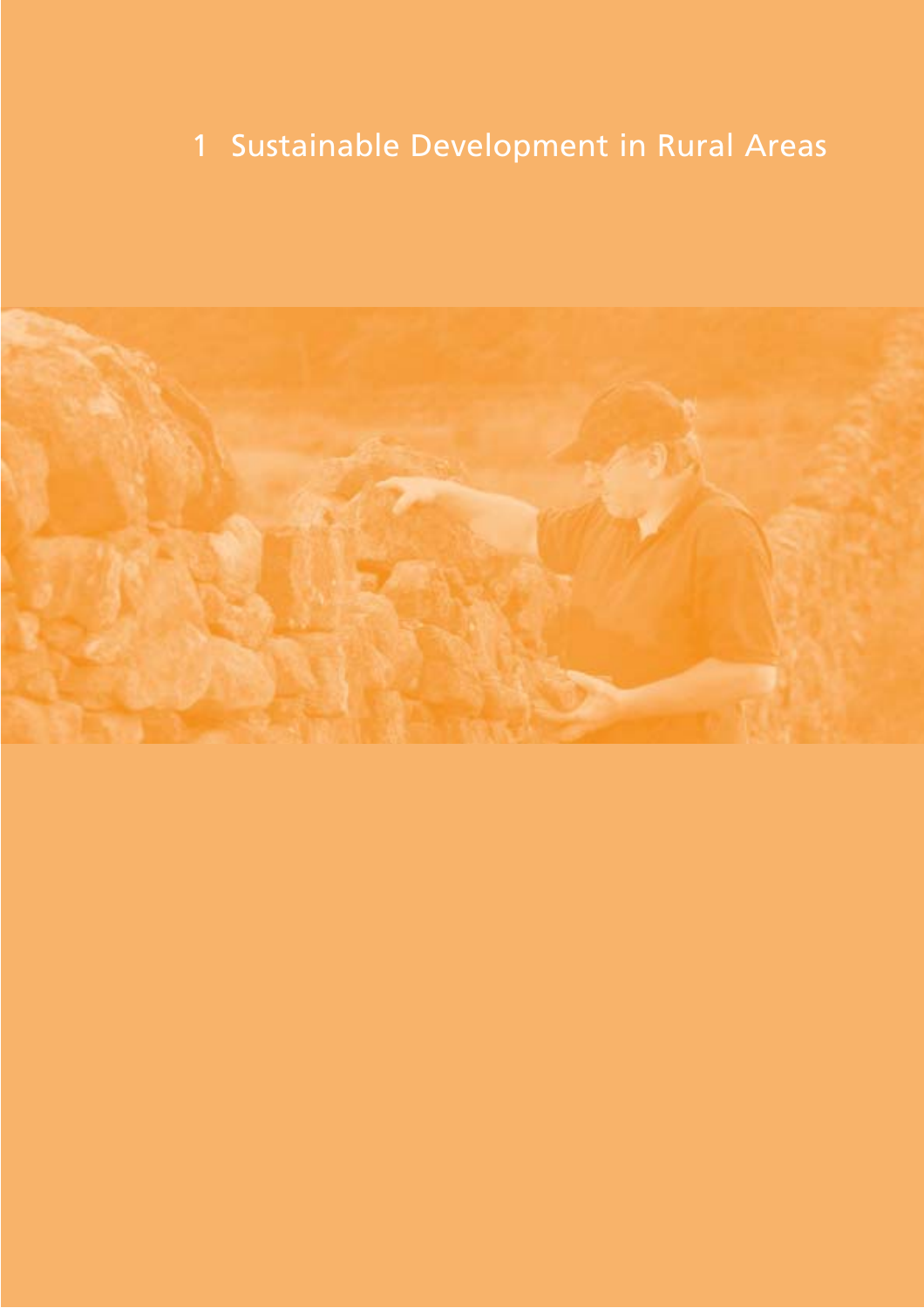# 1 Sustainable Development in Rural Areas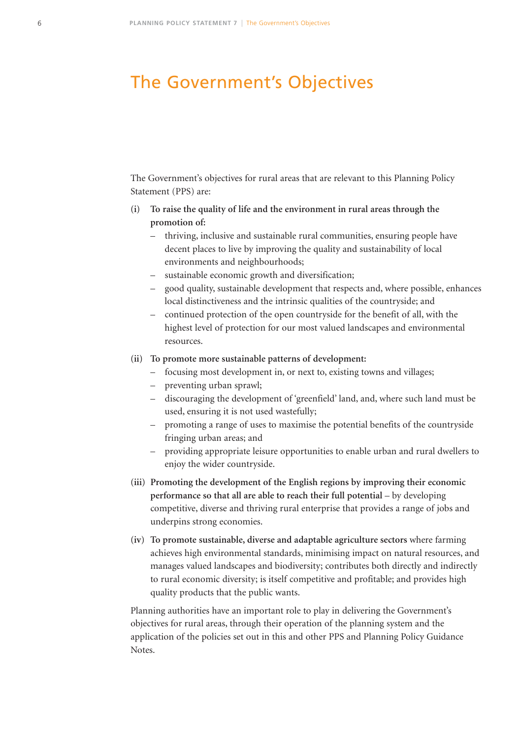# The Government's Objectives

The Government's objectives for rural areas that are relevant to this Planning Policy Statement (PPS) are:

(i) **To raise the quality of life and the environment in rural areas through the promotion of:**
   - thriving, inclusive and sustainable rural communities, ensuring people have decent places to live by improving the quality and sustainability of local environments and neighbourhoods;
   - sustainable economic growth and diversification;
   - good quality, sustainable development that respects and, where possible, enhances local distinctiveness and the intrinsic qualities of the countryside; and
   - continued protection of the open countryside for the benefit of all, with the highest level of protection for our most valued landscapes and environmental resources.

(ii) **To promote more sustainable patterns of development:**
   - focusing most development in, or next to, existing towns and villages;
   - preventing urban sprawl;
   - discouraging the development of 'greenfield' land, and, where such land must be used, ensuring it is not used wastefully;
   - promoting a range of uses to maximise the potential benefits of the countryside fringing urban areas; and
   - providing appropriate leisure opportunities to enable urban and rural dwellers to enjoy the wider countryside.

(iii) **Promoting the development of the English regions by improving their economic performance so that all are able to reach their full potential** – by developing competitive, diverse and thriving rural enterprise that provides a range of jobs and underpins strong economies.

(iv) **To promote sustainable, diverse and adaptable agriculture sectors** where farming achieves high environmental standards, minimising impact on natural resources, and manages valued landscapes and biodiversity; contributes both directly and indirectly to rural economic diversity; is itself competitive and profitable; and provides high quality products that the public wants.

Planning authorities have an important role to play in delivering the Government's objectives for rural areas, through their operation of the planning system and the application of the policies set out in this and other PPS and Planning Policy Guidance Notes.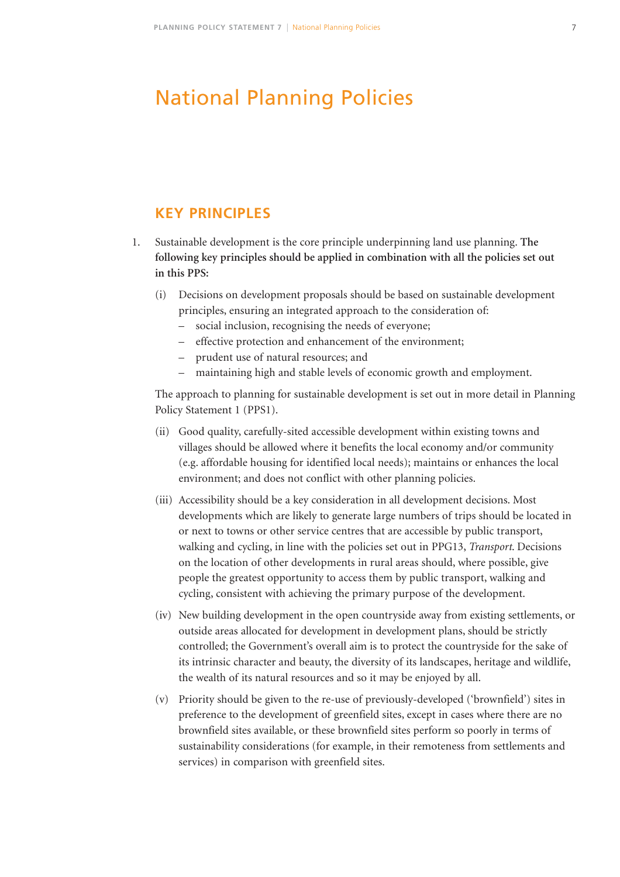# National Planning Policies

## KEY PRINCIPLES

1. Sustainable development is the core principle underpinning land use planning. **The following key principles should be applied in combination with all the policies set out in this PPS:**

   (i) Decisions on development proposals should be based on sustainable development principles, ensuring an integrated approach to the consideration of:
   - social inclusion, recognising the needs of everyone;
   - effective protection and enhancement of the environment;
   - prudent use of natural resources; and
   - maintaining high and stable levels of economic growth and employment.

   The approach to planning for sustainable development is set out in more detail in Planning Policy Statement 1 (PPS1).

   (ii) Good quality, carefully-sited accessible development within existing towns and villages should be allowed where it benefits the local economy and/or community (e.g. affordable housing for identified local needs); maintains or enhances the local environment; and does not conflict with other planning policies.

   (iii) Accessibility should be a key consideration in all development decisions. Most developments which are likely to generate large numbers of trips should be located in or next to towns or other service centres that are accessible by public transport, walking and cycling, in line with the policies set out in PPG13, *Transport*. Decisions on the location of other developments in rural areas should, where possible, give people the greatest opportunity to access them by public transport, walking and cycling, consistent with achieving the primary purpose of the development.

   (iv) New building development in the open countryside away from existing settlements, or outside areas allocated for development in development plans, should be strictly controlled; the Government's overall aim is to protect the countryside for the sake of its intrinsic character and beauty, the diversity of its landscapes, heritage and wildlife, the wealth of its natural resources and so it may be enjoyed by all.

   (v) Priority should be given to the re-use of previously-developed ('brownfield') sites in preference to the development of greenfield sites, except in cases where there are no brownfield sites available, or these brownfield sites perform so poorly in terms of sustainability considerations (for example, in their remoteness from settlements and services) in comparison with greenfield sites.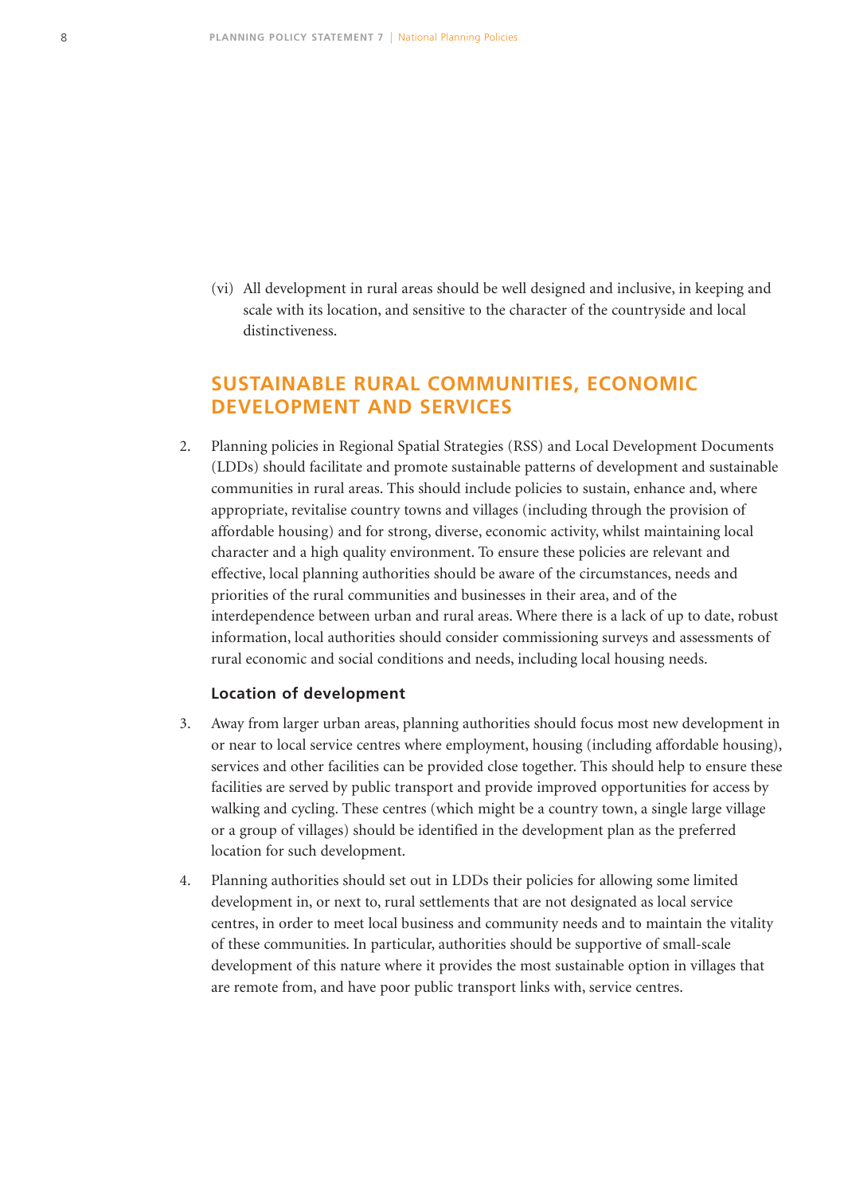(vi) All development in rural areas should be well designed and inclusive, in keeping and scale with its location, and sensitive to the character of the countryside and local distinctiveness.

## SUSTAINABLE RURAL COMMUNITIES, ECONOMIC DEVELOPMENT AND SERVICES

2. Planning policies in Regional Spatial Strategies (RSS) and Local Development Documents (LDDs) should facilitate and promote sustainable patterns of development and sustainable communities in rural areas. This should include policies to sustain, enhance and, where appropriate, revitalise country towns and villages (including through the provision of affordable housing) and for strong, diverse, economic activity, whilst maintaining local character and a high quality environment. To ensure these policies are relevant and effective, local planning authorities should be aware of the circumstances, needs and priorities of the rural communities and businesses in their area, and of the interdependence between urban and rural areas. Where there is a lack of up to date, robust information, local authorities should consider commissioning surveys and assessments of rural economic and social conditions and needs, including local housing needs.

### Location of development

3. Away from larger urban areas, planning authorities should focus most new development in or near to local service centres where employment, housing (including affordable housing), services and other facilities can be provided close together. This should help to ensure these facilities are served by public transport and provide improved opportunities for access by walking and cycling. These centres (which might be a country town, a single large village or a group of villages) should be identified in the development plan as the preferred location for such development.

4. Planning authorities should set out in LDDs their policies for allowing some limited development in, or next to, rural settlements that are not designated as local service centres, in order to meet local business and community needs and to maintain the vitality of these communities. In particular, authorities should be supportive of small-scale development of this nature where it provides the most sustainable option in villages that are remote from, and have poor public transport links with, service centres.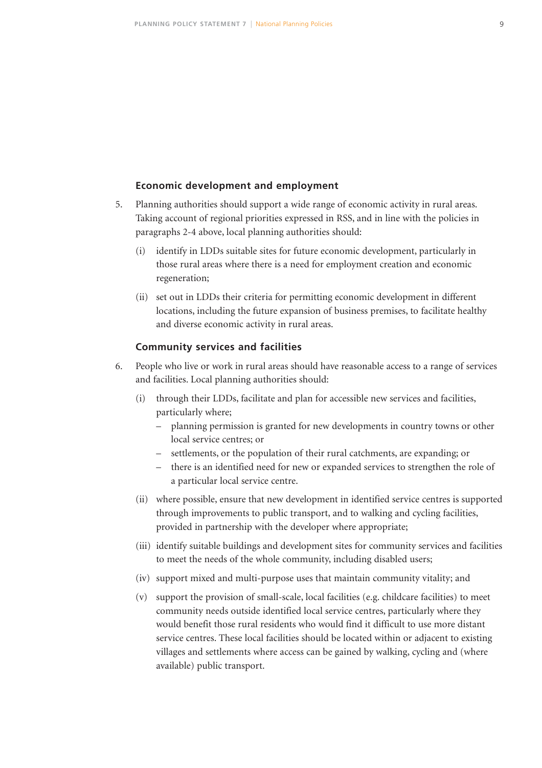### Economic development and employment

5. Planning authorities should support a wide range of economic activity in rural areas. Taking account of regional priorities expressed in RSS, and in line with the policies in paragraphs 2-4 above, local planning authorities should:

   (i) identify in LDDs suitable sites for future economic development, particularly in those rural areas where there is a need for employment creation and economic regeneration;

   (ii) set out in LDDs their criteria for permitting economic development in different locations, including the future expansion of business premises, to facilitate healthy and diverse economic activity in rural areas.

### Community services and facilities

6. People who live or work in rural areas should have reasonable access to a range of services and facilities. Local planning authorities should:

   (i) through their LDDs, facilitate and plan for accessible new services and facilities, particularly where;
   - planning permission is granted for new developments in country towns or other local service centres; or
   - settlements, or the population of their rural catchments, are expanding; or
   - there is an identified need for new or expanded services to strengthen the role of a particular local service centre.

   (ii) where possible, ensure that new development in identified service centres is supported through improvements to public transport, and to walking and cycling facilities, provided in partnership with the developer where appropriate;

   (iii) identify suitable buildings and development sites for community services and facilities to meet the needs of the whole community, including disabled users;

   (iv) support mixed and multi-purpose uses that maintain community vitality; and

   (v) support the provision of small-scale, local facilities (e.g. childcare facilities) to meet community needs outside identified local service centres, particularly where they would benefit those rural residents who would find it difficult to use more distant service centres. These local facilities should be located within or adjacent to existing villages and settlements where access can be gained by walking, cycling and (where available) public transport.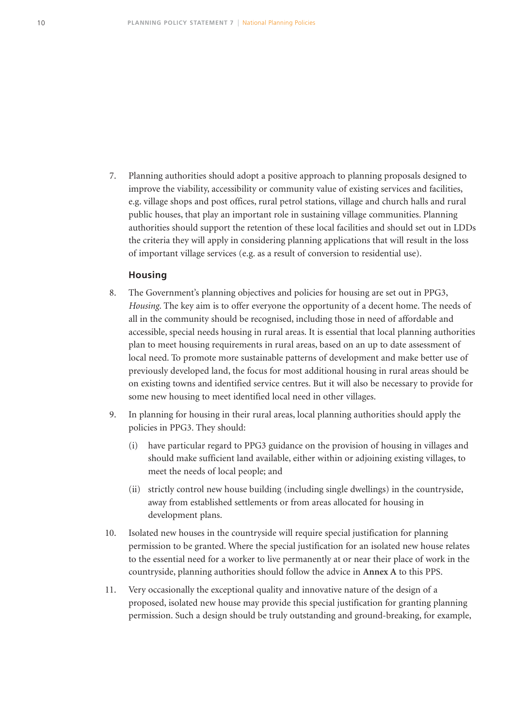7. Planning authorities should adopt a positive approach to planning proposals designed to improve the viability, accessibility or community value of existing services and facilities, e.g. village shops and post offices, rural petrol stations, village and church halls and rural public houses, that play an important role in sustaining village communities. Planning authorities should support the retention of these local facilities and should set out in LDDs the criteria they will apply in considering planning applications that will result in the loss of important village services (e.g. as a result of conversion to residential use).

### Housing

8. The Government's planning objectives and policies for housing are set out in PPG3, *Housing*. The key aim is to offer everyone the opportunity of a decent home. The needs of all in the community should be recognised, including those in need of affordable and accessible, special needs housing in rural areas. It is essential that local planning authorities plan to meet housing requirements in rural areas, based on an up to date assessment of local need. To promote more sustainable patterns of development and make better use of previously developed land, the focus for most additional housing in rural areas should be on existing towns and identified service centres. But it will also be necessary to provide for some new housing to meet identified local need in other villages.

9. In planning for housing in their rural areas, local planning authorities should apply the policies in PPG3. They should:

   (i) have particular regard to PPG3 guidance on the provision of housing in villages and should make sufficient land available, either within or adjoining existing villages, to meet the needs of local people; and

   (ii) strictly control new house building (including single dwellings) in the countryside, away from established settlements or from areas allocated for housing in development plans.

10. Isolated new houses in the countryside will require special justification for planning permission to be granted. Where the special justification for an isolated new house relates to the essential need for a worker to live permanently at or near their place of work in the countryside, planning authorities should follow the advice in **Annex A** to this PPS.

11. Very occasionally the exceptional quality and innovative nature of the design of a proposed, isolated new house may provide this special justification for granting planning permission. Such a design should be truly outstanding and ground-breaking, for example,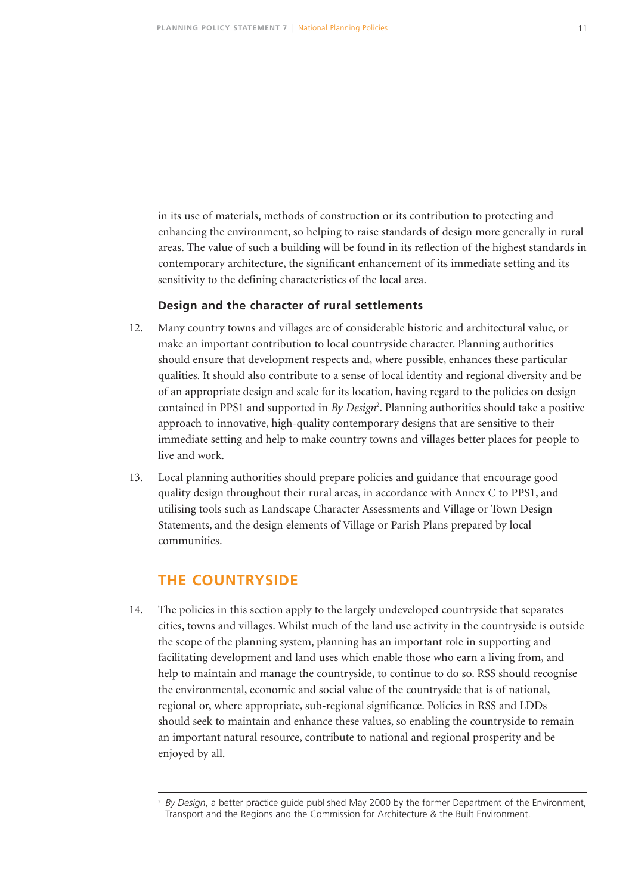in its use of materials, methods of construction or its contribution to protecting and enhancing the environment, so helping to raise standards of design more generally in rural areas. The value of such a building will be found in its reflection of the highest standards in contemporary architecture, the significant enhancement of its immediate setting and its sensitivity to the defining characteristics of the local area.

### Design and the character of rural settlements

12. Many country towns and villages are of considerable historic and architectural value, or make an important contribution to local countryside character. Planning authorities should ensure that development respects and, where possible, enhances these particular qualities. It should also contribute to a sense of local identity and regional diversity and be of an appropriate design and scale for its location, having regard to the policies on design contained in PPS1 and supported in *By Design*[2]. Planning authorities should take a positive approach to innovative, high-quality contemporary designs that are sensitive to their immediate setting and help to make country towns and villages better places for people to live and work.

13. Local planning authorities should prepare policies and guidance that encourage good quality design throughout their rural areas, in accordance with Annex C to PPS1, and utilising tools such as Landscape Character Assessments and Village or Town Design Statements, and the design elements of Village or Parish Plans prepared by local communities.

## THE COUNTRYSIDE

14. The policies in this section apply to the largely undeveloped countryside that separates cities, towns and villages. Whilst much of the land use activity in the countryside is outside the scope of the planning system, planning has an important role in supporting and facilitating development and land uses which enable those who earn a living from, and help to maintain and manage the countryside, to continue to do so. RSS should recognise the environmental, economic and social value of the countryside that is of national, regional or, where appropriate, sub-regional significance. Policies in RSS and LDDs should seek to maintain and enhance these values, so enabling the countryside to remain an important natural resource, contribute to national and regional prosperity and be enjoyed by all.

---

[2] *By Design*, a better practice guide published May 2000 by the former Department of the Environment, Transport and the Regions and the Commission for Architecture & the Built Environment.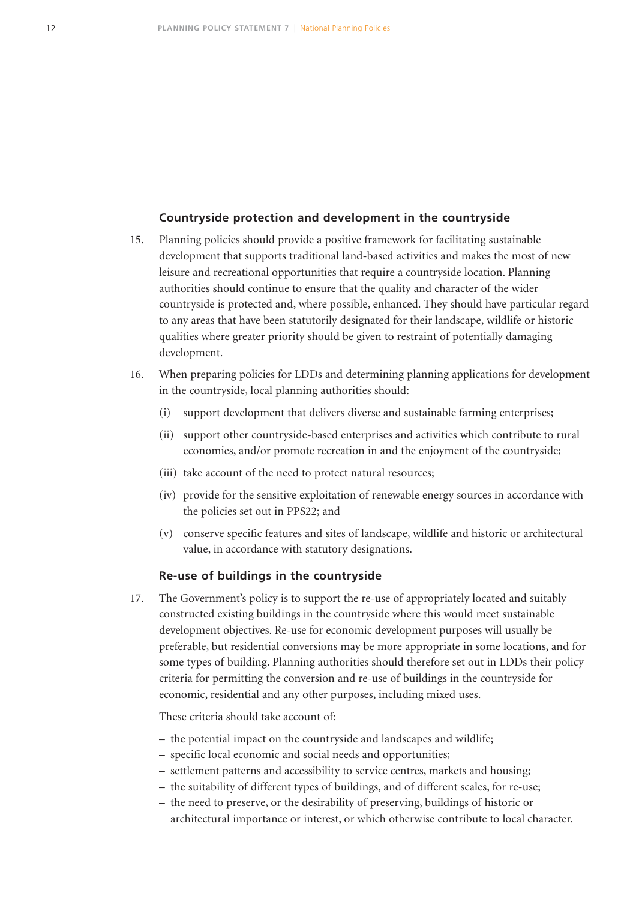### Countryside protection and development in the countryside

15. Planning policies should provide a positive framework for facilitating sustainable development that supports traditional land-based activities and makes the most of new leisure and recreational opportunities that require a countryside location. Planning authorities should continue to ensure that the quality and character of the wider countryside is protected and, where possible, enhanced. They should have particular regard to any areas that have been statutorily designated for their landscape, wildlife or historic qualities where greater priority should be given to restraint of potentially damaging development.

16. When preparing policies for LDDs and determining planning applications for development in the countryside, local planning authorities should:

    (i) support development that delivers diverse and sustainable farming enterprises;

    (ii) support other countryside-based enterprises and activities which contribute to rural economies, and/or promote recreation in and the enjoyment of the countryside;

    (iii) take account of the need to protect natural resources;

    (iv) provide for the sensitive exploitation of renewable energy sources in accordance with the policies set out in PPS22; and

    (v) conserve specific features and sites of landscape, wildlife and historic or architectural value, in accordance with statutory designations.

### Re-use of buildings in the countryside

17. The Government's policy is to support the re-use of appropriately located and suitably constructed existing buildings in the countryside where this would meet sustainable development objectives. Re-use for economic development purposes will usually be preferable, but residential conversions may be more appropriate in some locations, and for some types of building. Planning authorities should therefore set out in LDDs their policy criteria for permitting the conversion and re-use of buildings in the countryside for economic, residential and any other purposes, including mixed uses.

    These criteria should take account of:

    - the potential impact on the countryside and landscapes and wildlife;
    - specific local economic and social needs and opportunities;
    - settlement patterns and accessibility to service centres, markets and housing;
    - the suitability of different types of buildings, and of different scales, for re-use;
    - the need to preserve, or the desirability of preserving, buildings of historic or architectural importance or interest, or which otherwise contribute to local character.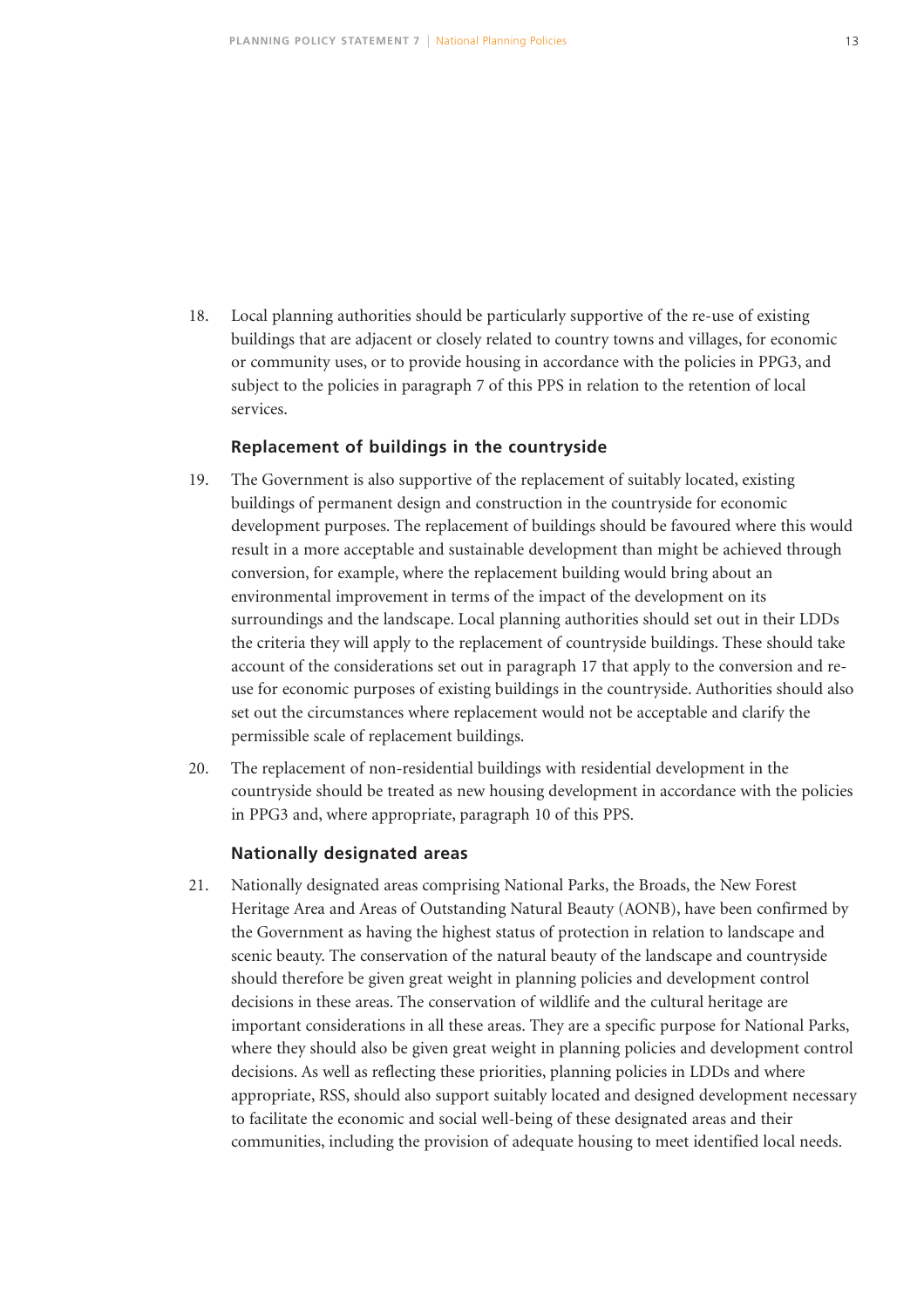18. Local planning authorities should be particularly supportive of the re-use of existing buildings that are adjacent or closely related to country towns and villages, for economic or community uses, or to provide housing in accordance with the policies in PPG3, and subject to the policies in paragraph 7 of this PPS in relation to the retention of local services.

### Replacement of buildings in the countryside

19. The Government is also supportive of the replacement of suitably located, existing buildings of permanent design and construction in the countryside for economic development purposes. The replacement of buildings should be favoured where this would result in a more acceptable and sustainable development than might be achieved through conversion, for example, where the replacement building would bring about an environmental improvement in terms of the impact of the development on its surroundings and the landscape. Local planning authorities should set out in their LDDs the criteria they will apply to the replacement of countryside buildings. These should take account of the considerations set out in paragraph 17 that apply to the conversion and re-use for economic purposes of existing buildings in the countryside. Authorities should also set out the circumstances where replacement would not be acceptable and clarify the permissible scale of replacement buildings.

20. The replacement of non-residential buildings with residential development in the countryside should be treated as new housing development in accordance with the policies in PPG3 and, where appropriate, paragraph 10 of this PPS.

### Nationally designated areas

21. Nationally designated areas comprising National Parks, the Broads, the New Forest Heritage Area and Areas of Outstanding Natural Beauty (AONB), have been confirmed by the Government as having the highest status of protection in relation to landscape and scenic beauty. The conservation of the natural beauty of the landscape and countryside should therefore be given great weight in planning policies and development control decisions in these areas. The conservation of wildlife and the cultural heritage are important considerations in all these areas. They are a specific purpose for National Parks, where they should also be given great weight in planning policies and development control decisions. As well as reflecting these priorities, planning policies in LDDs and where appropriate, RSS, should also support suitably located and designed development necessary to facilitate the economic and social well-being of these designated areas and their communities, including the provision of adequate housing to meet identified local needs.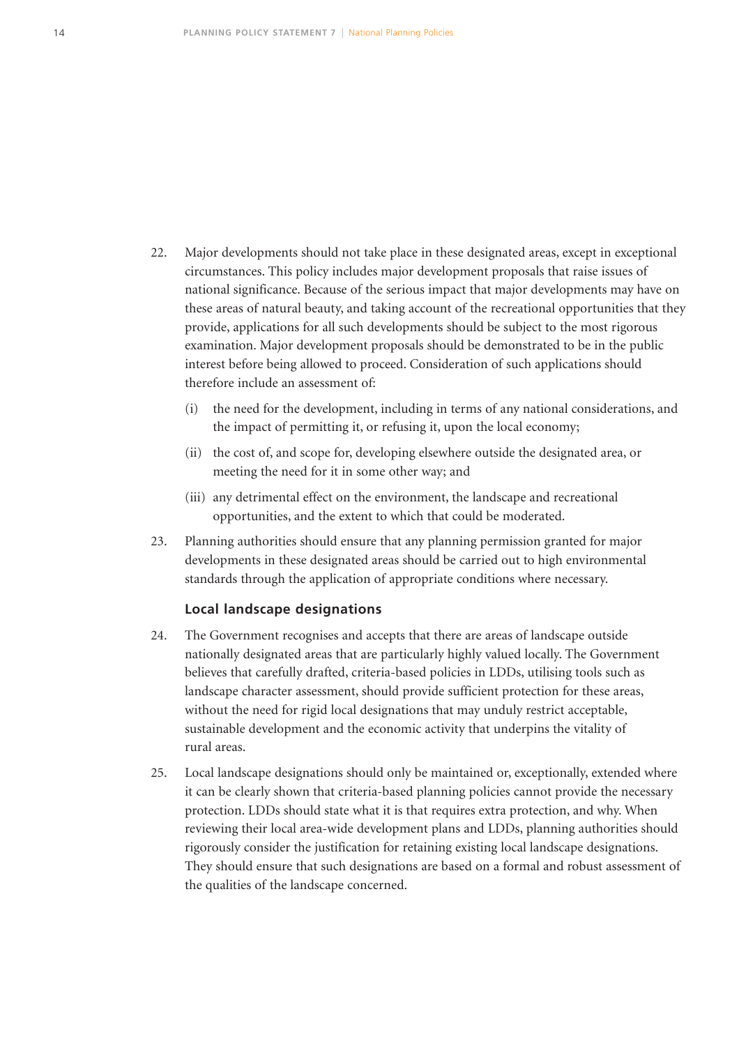22. Major developments should not take place in these designated areas, except in exceptional circumstances. This policy includes major development proposals that raise issues of national significance. Because of the serious impact that major developments may have on these areas of natural beauty, and taking account of the recreational opportunities that they provide, applications for all such developments should be subject to the most rigorous examination. Major development proposals should be demonstrated to be in the public interest before being allowed to proceed. Consideration of such applications should therefore include an assessment of:

    (i) the need for the development, including in terms of any national considerations, and the impact of permitting it, or refusing it, upon the local economy;

    (ii) the cost of, and scope for, developing elsewhere outside the designated area, or meeting the need for it in some other way; and

    (iii) any detrimental effect on the environment, the landscape and recreational opportunities, and the extent to which that could be moderated.

23. Planning authorities should ensure that any planning permission granted for major developments in these designated areas should be carried out to high environmental standards through the application of appropriate conditions where necessary.

### Local landscape designations

24. The Government recognises and accepts that there are areas of landscape outside nationally designated areas that are particularly highly valued locally. The Government believes that carefully drafted, criteria-based policies in LDDs, utilising tools such as landscape character assessment, should provide sufficient protection for these areas, without the need for rigid local designations that may unduly restrict acceptable, sustainable development and the economic activity that underpins the vitality of rural areas.

25. Local landscape designations should only be maintained or, exceptionally, extended where it can be clearly shown that criteria-based planning policies cannot provide the necessary protection. LDDs should state what it is that requires extra protection, and why. When reviewing their local area-wide development plans and LDDs, planning authorities should rigorously consider the justification for retaining existing local landscape designations. They should ensure that such designations are based on a formal and robust assessment of the qualities of the landscape concerned.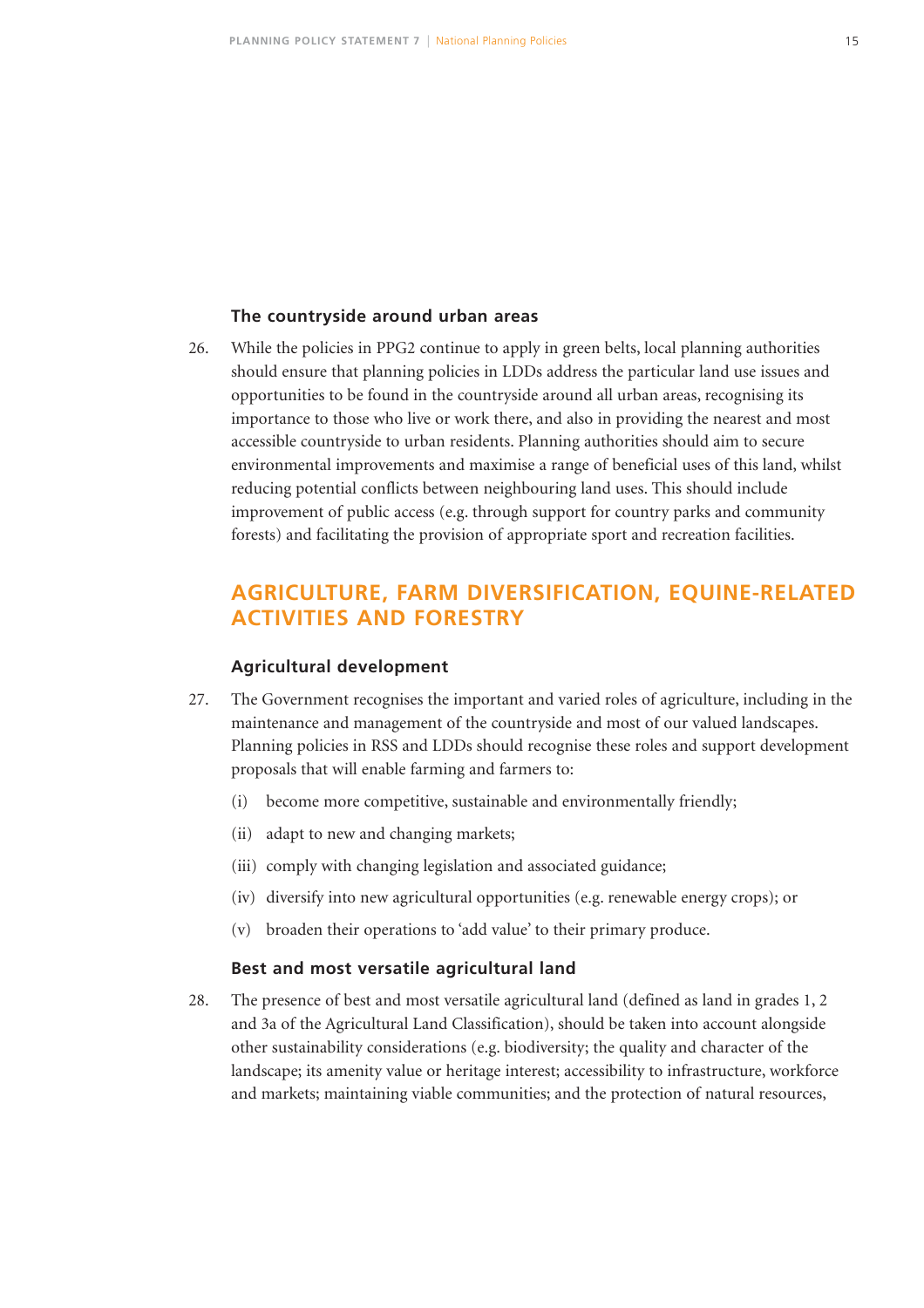### The countryside around urban areas

26. While the policies in PPG2 continue to apply in green belts, local planning authorities should ensure that planning policies in LDDs address the particular land use issues and opportunities to be found in the countryside around all urban areas, recognising its importance to those who live or work there, and also in providing the nearest and most accessible countryside to urban residents. Planning authorities should aim to secure environmental improvements and maximise a range of beneficial uses of this land, whilst reducing potential conflicts between neighbouring land uses. This should include improvement of public access (e.g. through support for country parks and community forests) and facilitating the provision of appropriate sport and recreation facilities.

## AGRICULTURE, FARM DIVERSIFICATION, EQUINE-RELATED ACTIVITIES AND FORESTRY

### Agricultural development

27. The Government recognises the important and varied roles of agriculture, including in the maintenance and management of the countryside and most of our valued landscapes. Planning policies in RSS and LDDs should recognise these roles and support development proposals that will enable farming and farmers to:

    (i) become more competitive, sustainable and environmentally friendly;

    (ii) adapt to new and changing markets;

    (iii) comply with changing legislation and associated guidance;

    (iv) diversify into new agricultural opportunities (e.g. renewable energy crops); or

    (v) broaden their operations to 'add value' to their primary produce.

### Best and most versatile agricultural land

28. The presence of best and most versatile agricultural land (defined as land in grades 1, 2 and 3a of the Agricultural Land Classification), should be taken into account alongside other sustainability considerations (e.g. biodiversity; the quality and character of the landscape; its amenity value or heritage interest; accessibility to infrastructure, workforce and markets; maintaining viable communities; and the protection of natural resources,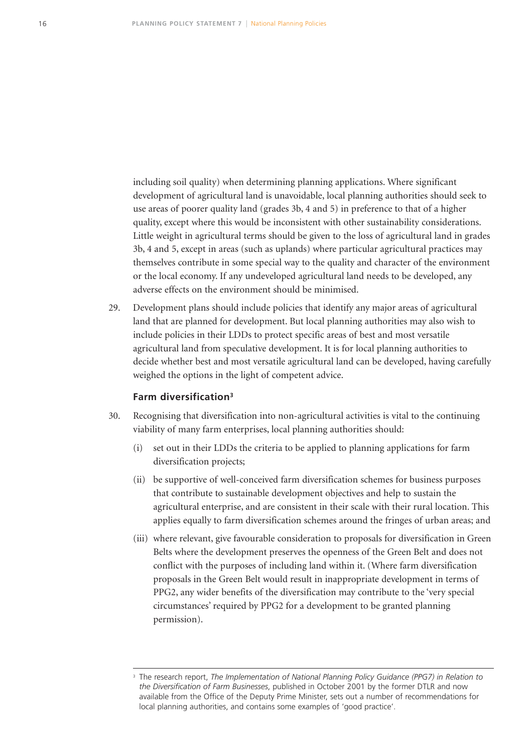including soil quality) when determining planning applications. Where significant development of agricultural land is unavoidable, local planning authorities should seek to use areas of poorer quality land (grades 3b, 4 and 5) in preference to that of a higher quality, except where this would be inconsistent with other sustainability considerations. Little weight in agricultural terms should be given to the loss of agricultural land in grades 3b, 4 and 5, except in areas (such as uplands) where particular agricultural practices may themselves contribute in some special way to the quality and character of the environment or the local economy. If any undeveloped agricultural land needs to be developed, any adverse effects on the environment should be minimised.

29. Development plans should include policies that identify any major areas of agricultural land that are planned for development. But local planning authorities may also wish to include policies in their LDDs to protect specific areas of best and most versatile agricultural land from speculative development. It is for local planning authorities to decide whether best and most versatile agricultural land can be developed, having carefully weighed the options in the light of competent advice.

### Farm diversification[3]

30. Recognising that diversification into non-agricultural activities is vital to the continuing viability of many farm enterprises, local planning authorities should:

    (i) set out in their LDDs the criteria to be applied to planning applications for farm diversification projects;

    (ii) be supportive of well-conceived farm diversification schemes for business purposes that contribute to sustainable development objectives and help to sustain the agricultural enterprise, and are consistent in their scale with their rural location. This applies equally to farm diversification schemes around the fringes of urban areas; and

    (iii) where relevant, give favourable consideration to proposals for diversification in Green Belts where the development preserves the openness of the Green Belt and does not conflict with the purposes of including land within it. (Where farm diversification proposals in the Green Belt would result in inappropriate development in terms of PPG2, any wider benefits of the diversification may contribute to the 'very special circumstances' required by PPG2 for a development to be granted planning permission).

---

[3] The research report, *The Implementation of National Planning Policy Guidance (PPG7) in Relation to the Diversification of Farm Businesses*, published in October 2001 by the former DTLR and now available from the Office of the Deputy Prime Minister, sets out a number of recommendations for local planning authorities, and contains some examples of 'good practice'.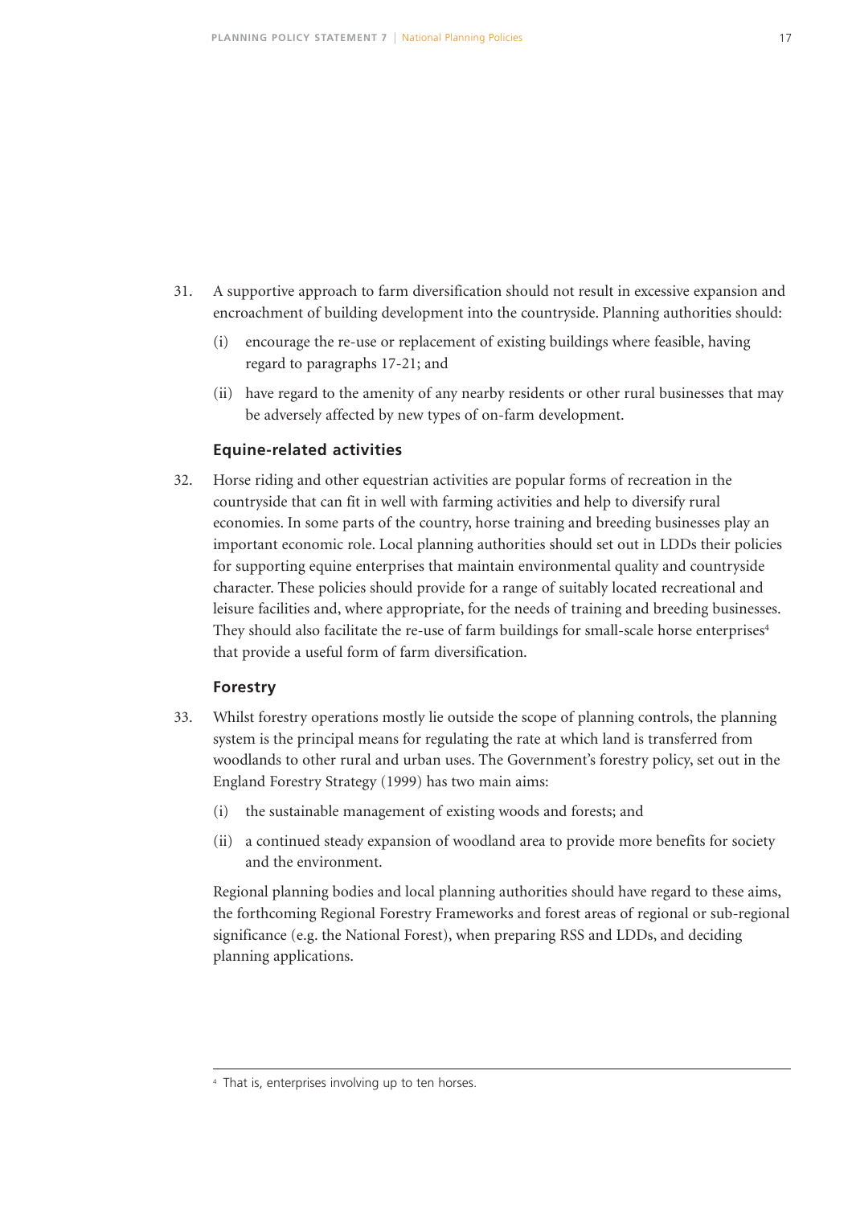31. A supportive approach to farm diversification should not result in excessive expansion and encroachment of building development into the countryside. Planning authorities should:

    (i) encourage the re-use or replacement of existing buildings where feasible, having regard to paragraphs 17-21; and

    (ii) have regard to the amenity of any nearby residents or other rural businesses that may be adversely affected by new types of on-farm development.

### Equine-related activities

32. Horse riding and other equestrian activities are popular forms of recreation in the countryside that can fit in well with farming activities and help to diversify rural economies. In some parts of the country, horse training and breeding businesses play an important economic role. Local planning authorities should set out in LDDs their policies for supporting equine enterprises that maintain environmental quality and countryside character. These policies should provide for a range of suitably located recreational and leisure facilities and, where appropriate, for the needs of training and breeding businesses. They should also facilitate the re-use of farm buildings for small-scale horse enterprises[4] that provide a useful form of farm diversification.

### Forestry

33. Whilst forestry operations mostly lie outside the scope of planning controls, the planning system is the principal means for regulating the rate at which land is transferred from woodlands to other rural and urban uses. The Government's forestry policy, set out in the England Forestry Strategy (1999) has two main aims:

    (i) the sustainable management of existing woods and forests; and

    (ii) a continued steady expansion of woodland area to provide more benefits for society and the environment.

    Regional planning bodies and local planning authorities should have regard to these aims, the forthcoming Regional Forestry Frameworks and forest areas of regional or sub-regional significance (e.g. the National Forest), when preparing RSS and LDDs, and deciding planning applications.

---

[4] That is, enterprises involving up to ten horses.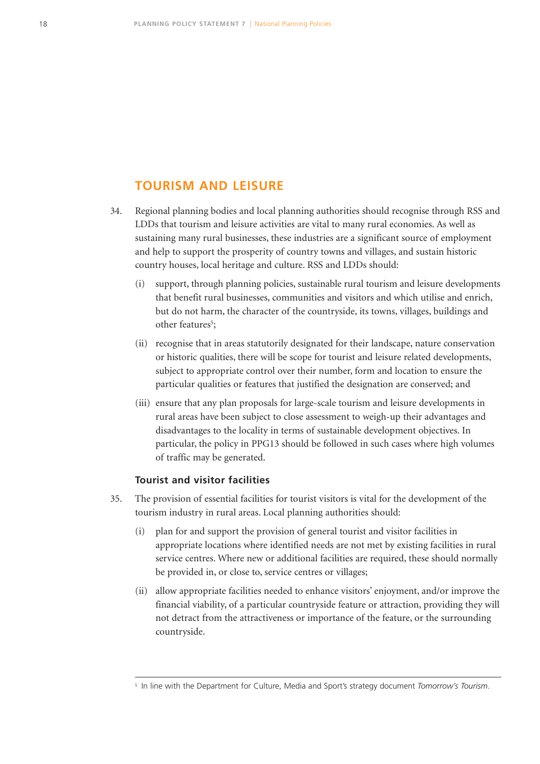## TOURISM AND LEISURE

34. Regional planning bodies and local planning authorities should recognise through RSS and LDDs that tourism and leisure activities are vital to many rural economies. As well as sustaining many rural businesses, these industries are a significant source of employment and help to support the prosperity of country towns and villages, and sustain historic country houses, local heritage and culture. RSS and LDDs should:

    (i) support, through planning policies, sustainable rural tourism and leisure developments that benefit rural businesses, communities and visitors and which utilise and enrich, but do not harm, the character of the countryside, its towns, villages, buildings and other features[5];

    (ii) recognise that in areas statutorily designated for their landscape, nature conservation or historic qualities, there will be scope for tourist and leisure related developments, subject to appropriate control over their number, form and location to ensure the particular qualities or features that justified the designation are conserved; and

    (iii) ensure that any plan proposals for large-scale tourism and leisure developments in rural areas have been subject to close assessment to weigh-up their advantages and disadvantages to the locality in terms of sustainable development objectives. In particular, the policy in PPG13 should be followed in such cases where high volumes of traffic may be generated.

### Tourist and visitor facilities

35. The provision of essential facilities for tourist visitors is vital for the development of the tourism industry in rural areas. Local planning authorities should:

    (i) plan for and support the provision of general tourist and visitor facilities in appropriate locations where identified needs are not met by existing facilities in rural service centres. Where new or additional facilities are required, these should normally be provided in, or close to, service centres or villages;

    (ii) allow appropriate facilities needed to enhance visitors' enjoyment, and/or improve the financial viability, of a particular countryside feature or attraction, providing they will not detract from the attractiveness or importance of the feature, or the surrounding countryside.

---

[5] In line with the Department for Culture, Media and Sport's strategy document *Tomorrow's Tourism*.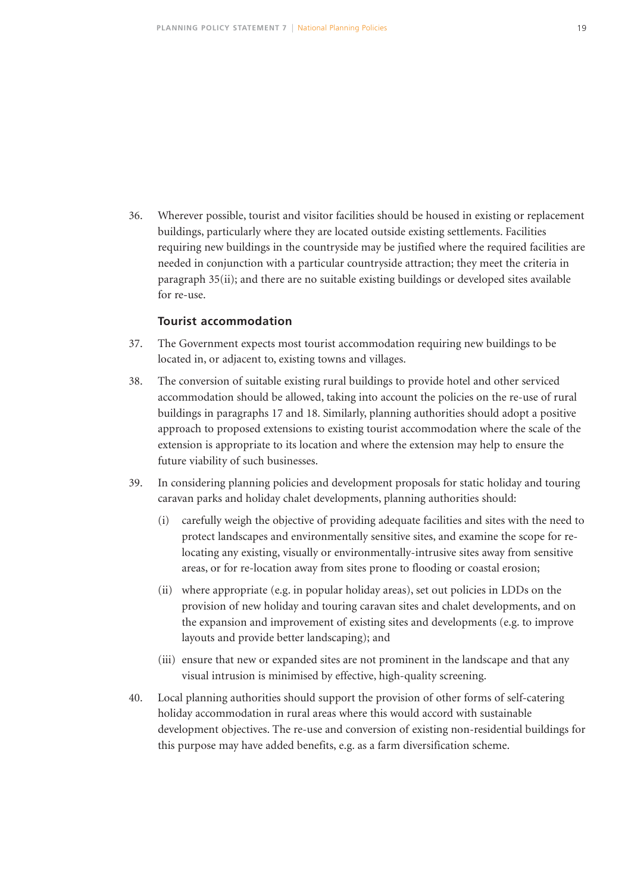36. Wherever possible, tourist and visitor facilities should be housed in existing or replacement buildings, particularly where they are located outside existing settlements. Facilities requiring new buildings in the countryside may be justified where the required facilities are needed in conjunction with a particular countryside attraction; they meet the criteria in paragraph 35(ii); and there are no suitable existing buildings or developed sites available for re-use.

### Tourist accommodation

37. The Government expects most tourist accommodation requiring new buildings to be located in, or adjacent to, existing towns and villages.

38. The conversion of suitable existing rural buildings to provide hotel and other serviced accommodation should be allowed, taking into account the policies on the re-use of rural buildings in paragraphs 17 and 18. Similarly, planning authorities should adopt a positive approach to proposed extensions to existing tourist accommodation where the scale of the extension is appropriate to its location and where the extension may help to ensure the future viability of such businesses.

39. In considering planning policies and development proposals for static holiday and touring caravan parks and holiday chalet developments, planning authorities should:

    (i) carefully weigh the objective of providing adequate facilities and sites with the need to protect landscapes and environmentally sensitive sites, and examine the scope for re-locating any existing, visually or environmentally-intrusive sites away from sensitive areas, or for re-location away from sites prone to flooding or coastal erosion;

    (ii) where appropriate (e.g. in popular holiday areas), set out policies in LDDs on the provision of new holiday and touring caravan sites and chalet developments, and on the expansion and improvement of existing sites and developments (e.g. to improve layouts and provide better landscaping); and

    (iii) ensure that new or expanded sites are not prominent in the landscape and that any visual intrusion is minimised by effective, high-quality screening.

40. Local planning authorities should support the provision of other forms of self-catering holiday accommodation in rural areas where this would accord with sustainable development objectives. The re-use and conversion of existing non-residential buildings for this purpose may have added benefits, e.g. as a farm diversification scheme.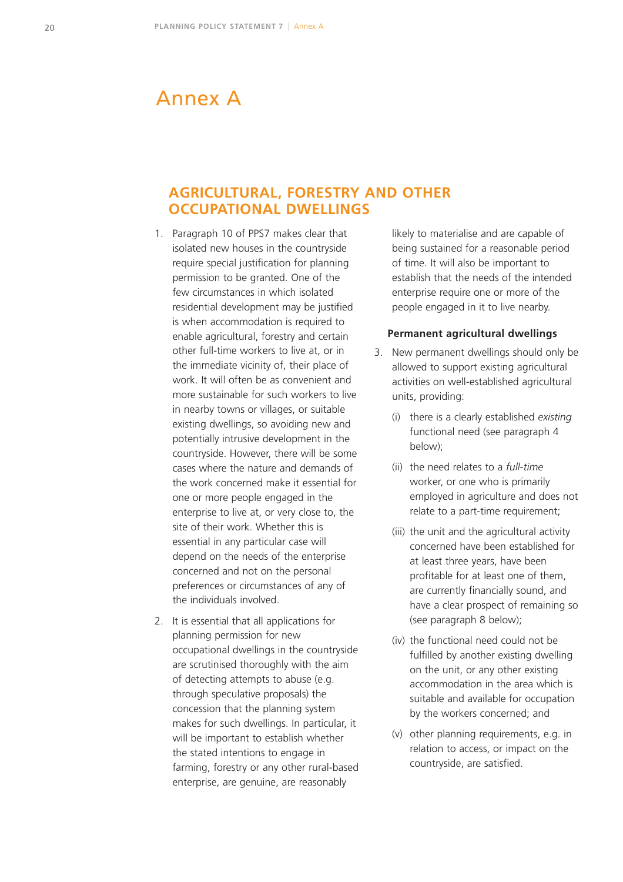# Annex A

## AGRICULTURAL, FORESTRY AND OTHER OCCUPATIONAL DWELLINGS

1. Paragraph 10 of PPS7 makes clear that isolated new houses in the countryside require special justification for planning permission to be granted. One of the few circumstances in which isolated residential development may be justified is when accommodation is required to enable agricultural, forestry and certain other full-time workers to live at, or in the immediate vicinity of, their place of work. It will often be as convenient and more sustainable for such workers to live in nearby towns or villages, or suitable existing dwellings, so avoiding new and potentially intrusive development in the countryside. However, there will be some cases where the nature and demands of the work concerned make it essential for one or more people engaged in the enterprise to live at, or very close to, the site of their work. Whether this is essential in any particular case will depend on the needs of the enterprise concerned and not on the personal preferences or circumstances of any of the individuals involved.

2. It is essential that all applications for planning permission for new occupational dwellings in the countryside are scrutinised thoroughly with the aim of detecting attempts to abuse (e.g. through speculative proposals) the concession that the planning system makes for such dwellings. In particular, it will be important to establish whether the stated intentions to engage in farming, forestry or any other rural-based enterprise, are genuine, are reasonably likely to materialise and are capable of being sustained for a reasonable period of time. It will also be important to establish that the needs of the intended enterprise require one or more of the people engaged in it to live nearby.

### Permanent agricultural dwellings

3. New permanent dwellings should only be allowed to support existing agricultural activities on well-established agricultural units, providing:

   (i) there is a clearly established *existing* functional need (see paragraph 4 below);

   (ii) the need relates to a *full-time* worker, or one who is primarily employed in agriculture and does not relate to a part-time requirement;

   (iii) the unit and the agricultural activity concerned have been established for at least three years, have been profitable for at least one of them, are currently financially sound, and have a clear prospect of remaining so (see paragraph 8 below);

   (iv) the functional need could not be fulfilled by another existing dwelling on the unit, or any other existing accommodation in the area which is suitable and available for occupation by the workers concerned; and

   (v) other planning requirements, e.g. in relation to access, or impact on the countryside, are satisfied.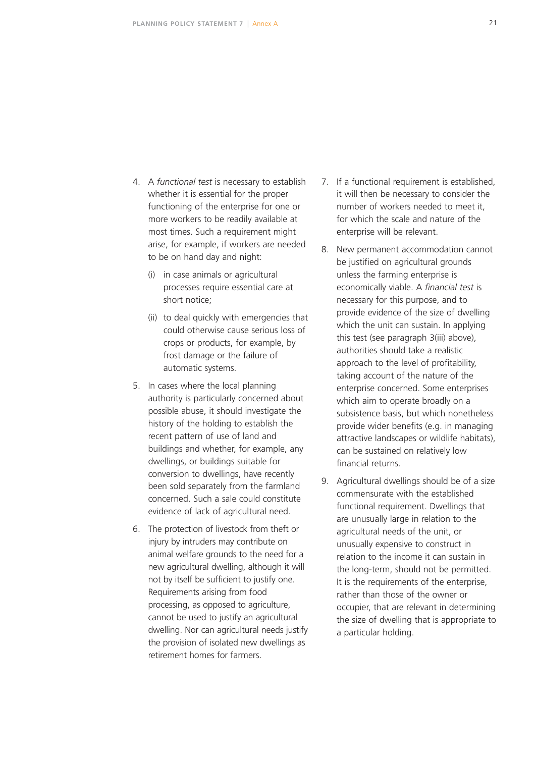4. A *functional test* is necessary to establish whether it is essential for the proper functioning of the enterprise for one or more workers to be readily available at most times. Such a requirement might arise, for example, if workers are needed to be on hand day and night:

   (i) in case animals or agricultural processes require essential care at short notice;

   (ii) to deal quickly with emergencies that could otherwise cause serious loss of crops or products, for example, by frost damage or the failure of automatic systems.

5. In cases where the local planning authority is particularly concerned about possible abuse, it should investigate the history of the holding to establish the recent pattern of use of land and buildings and whether, for example, any dwellings, or buildings suitable for conversion to dwellings, have recently been sold separately from the farmland concerned. Such a sale could constitute evidence of lack of agricultural need.

6. The protection of livestock from theft or injury by intruders may contribute on animal welfare grounds to the need for a new agricultural dwelling, although it will not by itself be sufficient to justify one. Requirements arising from food processing, as opposed to agriculture, cannot be used to justify an agricultural dwelling. Nor can agricultural needs justify the provision of isolated new dwellings as retirement homes for farmers.

7. If a functional requirement is established, it will then be necessary to consider the number of workers needed to meet it, for which the scale and nature of the enterprise will be relevant.

8. New permanent accommodation cannot be justified on agricultural grounds unless the farming enterprise is economically viable. A *financial test* is necessary for this purpose, and to provide evidence of the size of dwelling which the unit can sustain. In applying this test (see paragraph 3(iii) above), authorities should take a realistic approach to the level of profitability, taking account of the nature of the enterprise concerned. Some enterprises which aim to operate broadly on a subsistence basis, but which nonetheless provide wider benefits (e.g. in managing attractive landscapes or wildlife habitats), can be sustained on relatively low financial returns.

9. Agricultural dwellings should be of a size commensurate with the established functional requirement. Dwellings that are unusually large in relation to the agricultural needs of the unit, or unusually expensive to construct in relation to the income it can sustain in the long-term, should not be permitted. It is the requirements of the enterprise, rather than those of the owner or occupier, that are relevant in determining the size of dwelling that is appropriate to a particular holding.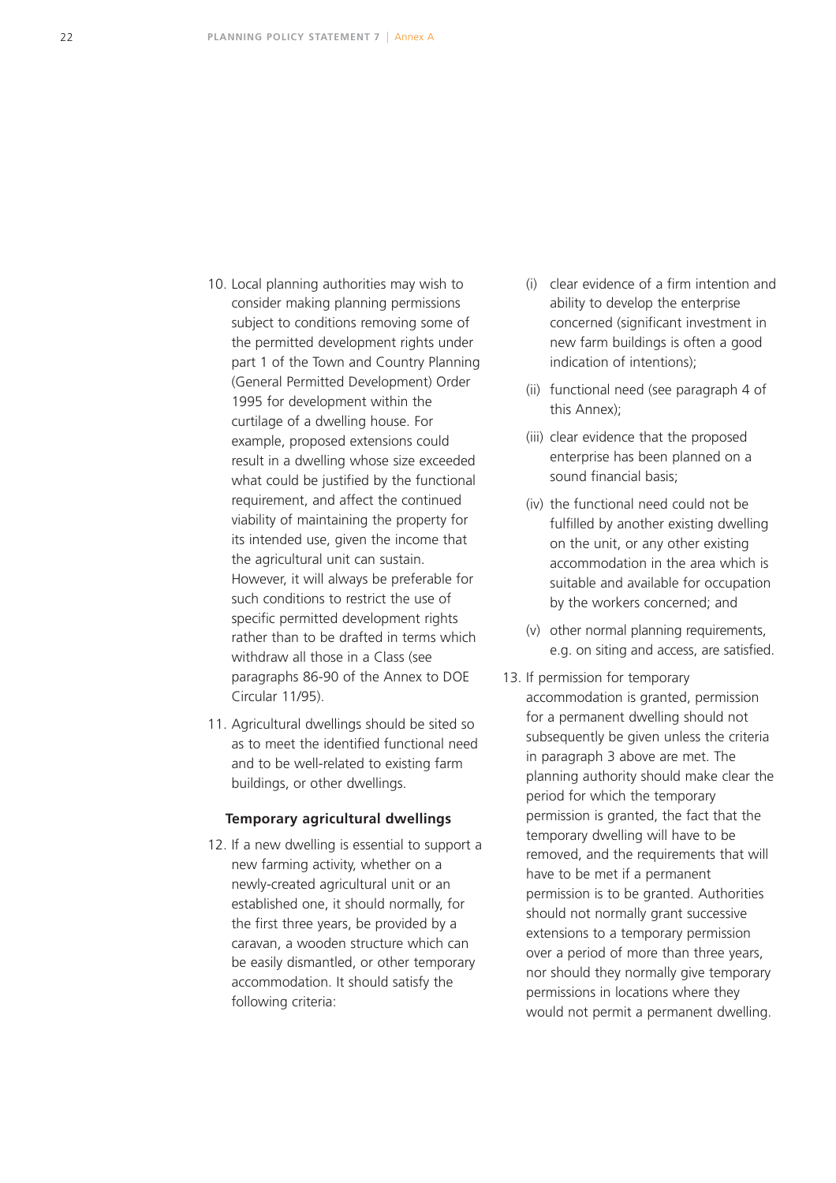10. Local planning authorities may wish to consider making planning permissions subject to conditions removing some of the permitted development rights under part 1 of the Town and Country Planning (General Permitted Development) Order 1995 for development within the curtilage of a dwelling house. For example, proposed extensions could result in a dwelling whose size exceeded what could be justified by the functional requirement, and affect the continued viability of maintaining the property for its intended use, given the income that the agricultural unit can sustain. However, it will always be preferable for such conditions to restrict the use of specific permitted development rights rather than to be drafted in terms which withdraw all those in a Class (see paragraphs 86-90 of the Annex to DOE Circular 11/95).

11. Agricultural dwellings should be sited so as to meet the identified functional need and to be well-related to existing farm buildings, or other dwellings.

**Temporary agricultural dwellings**

12. If a new dwelling is essential to support a new farming activity, whether on a newly-created agricultural unit or an established one, it should normally, for the first three years, be provided by a caravan, a wooden structure which can be easily dismantled, or other temporary accommodation. It should satisfy the following criteria:

    (i) clear evidence of a firm intention and ability to develop the enterprise concerned (significant investment in new farm buildings is often a good indication of intentions);

    (ii) functional need (see paragraph 4 of this Annex);

    (iii) clear evidence that the proposed enterprise has been planned on a sound financial basis;

    (iv) the functional need could not be fulfilled by another existing dwelling on the unit, or any other existing accommodation in the area which is suitable and available for occupation by the workers concerned; and

    (v) other normal planning requirements, e.g. on siting and access, are satisfied.

13. If permission for temporary accommodation is granted, permission for a permanent dwelling should not subsequently be given unless the criteria in paragraph 3 above are met. The planning authority should make clear the period for which the temporary permission is granted, the fact that the temporary dwelling will have to be removed, and the requirements that will have to be met if a permanent permission is to be granted. Authorities should not normally grant successive extensions to a temporary permission over a period of more than three years, nor should they normally give temporary permissions in locations where they would not permit a permanent dwelling.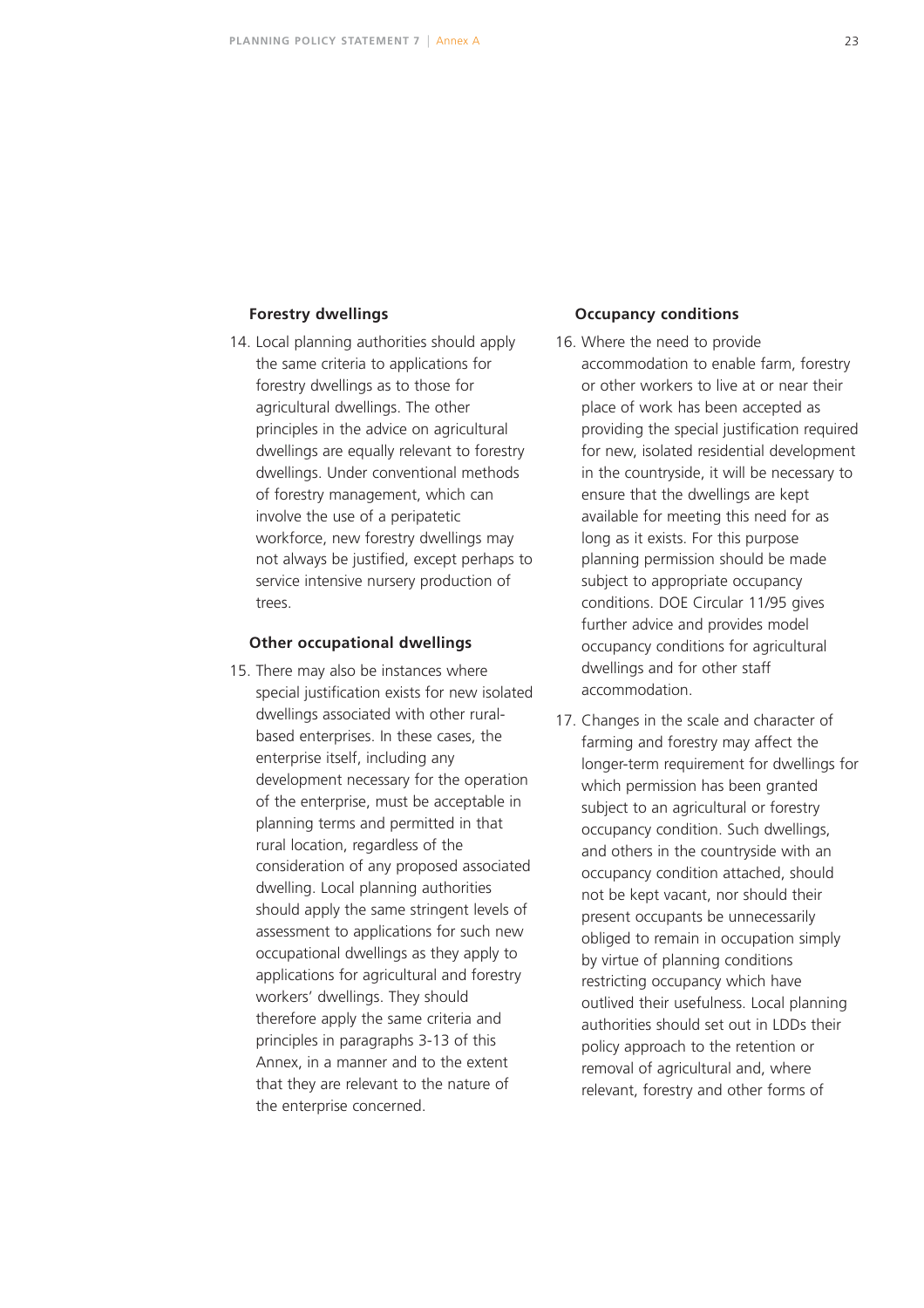### Forestry dwellings

14. Local planning authorities should apply the same criteria to applications for forestry dwellings as to those for agricultural dwellings. The other principles in the advice on agricultural dwellings are equally relevant to forestry dwellings. Under conventional methods of forestry management, which can involve the use of a peripatetic workforce, new forestry dwellings may not always be justified, except perhaps to service intensive nursery production of trees.

### Other occupational dwellings

15. There may also be instances where special justification exists for new isolated dwellings associated with other rural-based enterprises. In these cases, the enterprise itself, including any development necessary for the operation of the enterprise, must be acceptable in planning terms and permitted in that rural location, regardless of the consideration of any proposed associated dwelling. Local planning authorities should apply the same stringent levels of assessment to applications for such new occupational dwellings as they apply to applications for agricultural and forestry workers' dwellings. They should therefore apply the same criteria and principles in paragraphs 3-13 of this Annex, in a manner and to the extent that they are relevant to the nature of the enterprise concerned.

### Occupancy conditions

16. Where the need to provide accommodation to enable farm, forestry or other workers to live at or near their place of work has been accepted as providing the special justification required for new, isolated residential development in the countryside, it will be necessary to ensure that the dwellings are kept available for meeting this need for as long as it exists. For this purpose planning permission should be made subject to appropriate occupancy conditions. DOE Circular 11/95 gives further advice and provides model occupancy conditions for agricultural dwellings and for other staff accommodation.

17. Changes in the scale and character of farming and forestry may affect the longer-term requirement for dwellings for which permission has been granted subject to an agricultural or forestry occupancy condition. Such dwellings, and others in the countryside with an occupancy condition attached, should not be kept vacant, nor should their present occupants be unnecessarily obliged to remain in occupation simply by virtue of planning conditions restricting occupancy which have outlived their usefulness. Local planning authorities should set out in LDDs their policy approach to the retention or removal of agricultural and, where relevant, forestry and other forms of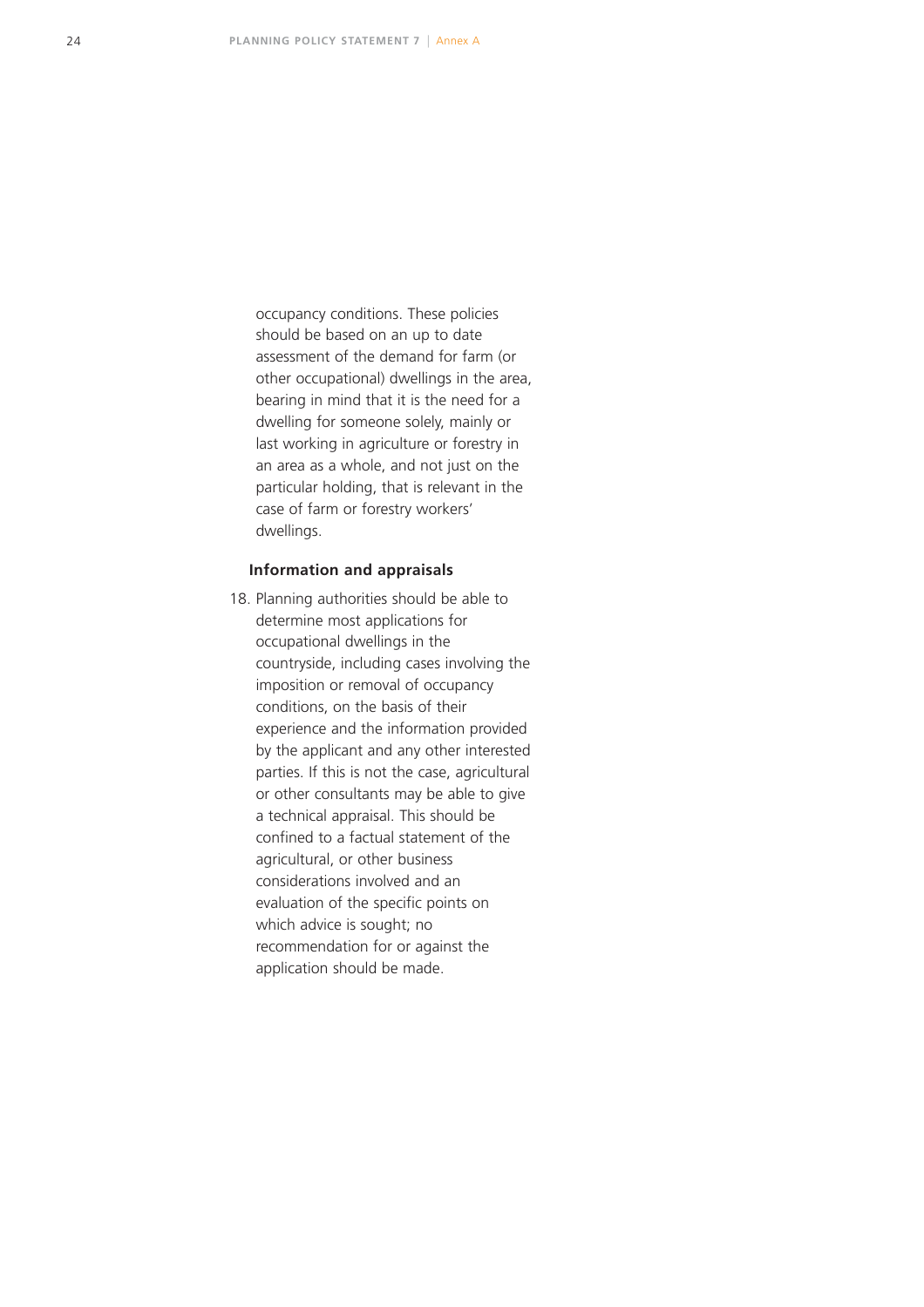occupancy conditions. These policies should be based on an up to date assessment of the demand for farm (or other occupational) dwellings in the area, bearing in mind that it is the need for a dwelling for someone solely, mainly or last working in agriculture or forestry in an area as a whole, and not just on the particular holding, that is relevant in the case of farm or forestry workers' dwellings.

**Information and appraisals**

18. Planning authorities should be able to determine most applications for occupational dwellings in the countryside, including cases involving the imposition or removal of occupancy conditions, on the basis of their experience and the information provided by the applicant and any other interested parties. If this is not the case, agricultural or other consultants may be able to give a technical appraisal. This should be confined to a factual statement of the agricultural, or other business considerations involved and an evaluation of the specific points on which advice is sought; no recommendation for or against the application should be made.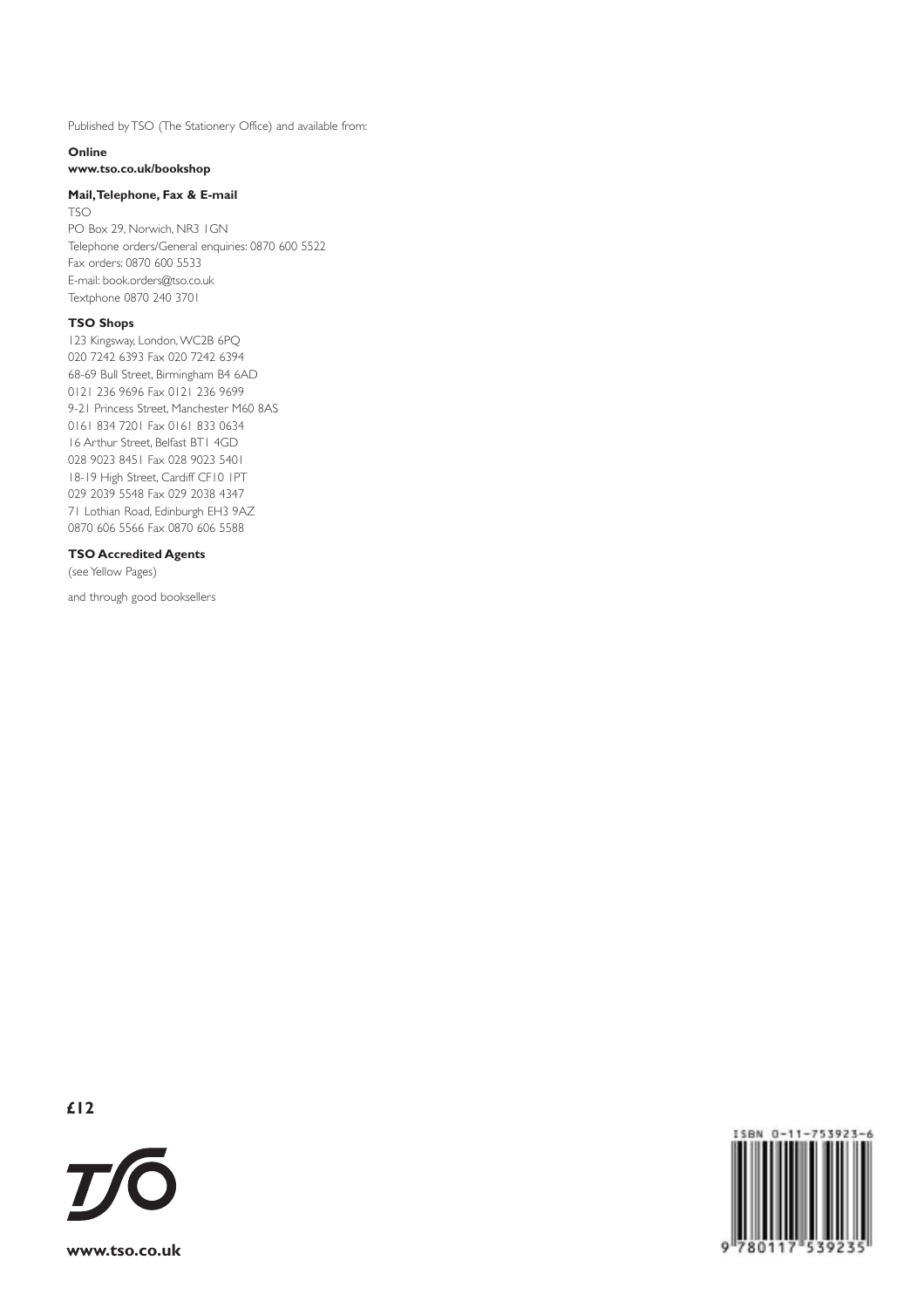Published by TSO (The Stationery Office) and available from:

**Online**
**www.tso.co.uk/bookshop**

**Mail, Telephone, Fax & E-mail**
TSO
PO Box 29, Norwich, NR3 1GN
Telephone orders/General enquiries: 0870 600 5522
Fax orders: 0870 600 5533
E-mail: book.orders@tso.co.uk
Textphone 0870 240 3701

**TSO Shops**
123 Kingsway, London, WC2B 6PQ
020 7242 6393 Fax 020 7242 6394
68-69 Bull Street, Birmingham B4 6AD
0121 236 9696 Fax 0121 236 9699
9-21 Princess Street, Manchester M60 8AS
0161 834 7201 Fax 0161 833 0634
16 Arthur Street, Belfast BT1 4GD
028 9023 8451 Fax 028 9023 5401
18-19 High Street, Cardiff CF10 1PT
029 2039 5548 Fax 029 2038 4347
71 Lothian Road, Edinburgh EH3 9AZ
0870 606 5566 Fax 0870 606 5588

**TSO Accredited Agents**
(see Yellow Pages)

and through good booksellers

**£12**

ISBN 0-11-753923-6

9 780117 539235

**www.tso.co.uk**